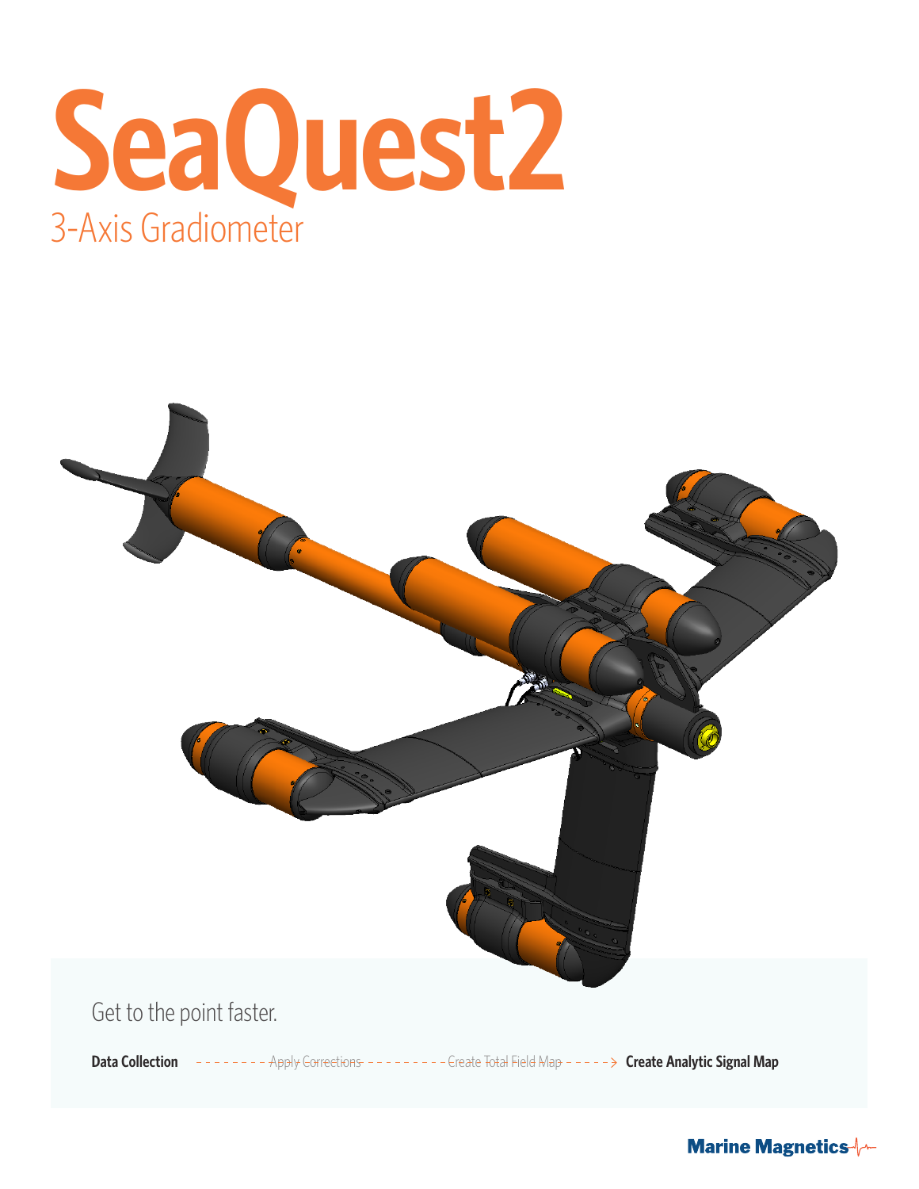# SeaQuest2

## 3-Axis Gradiometer

Get to the point faster.

**Data Collection** - - - - - - - - ~~Apply Corrections~~ - - - - - - - - - ~~Create Total Field Map~~ - - - - -> **Create Analytic Signal Map**

Marine Magnetics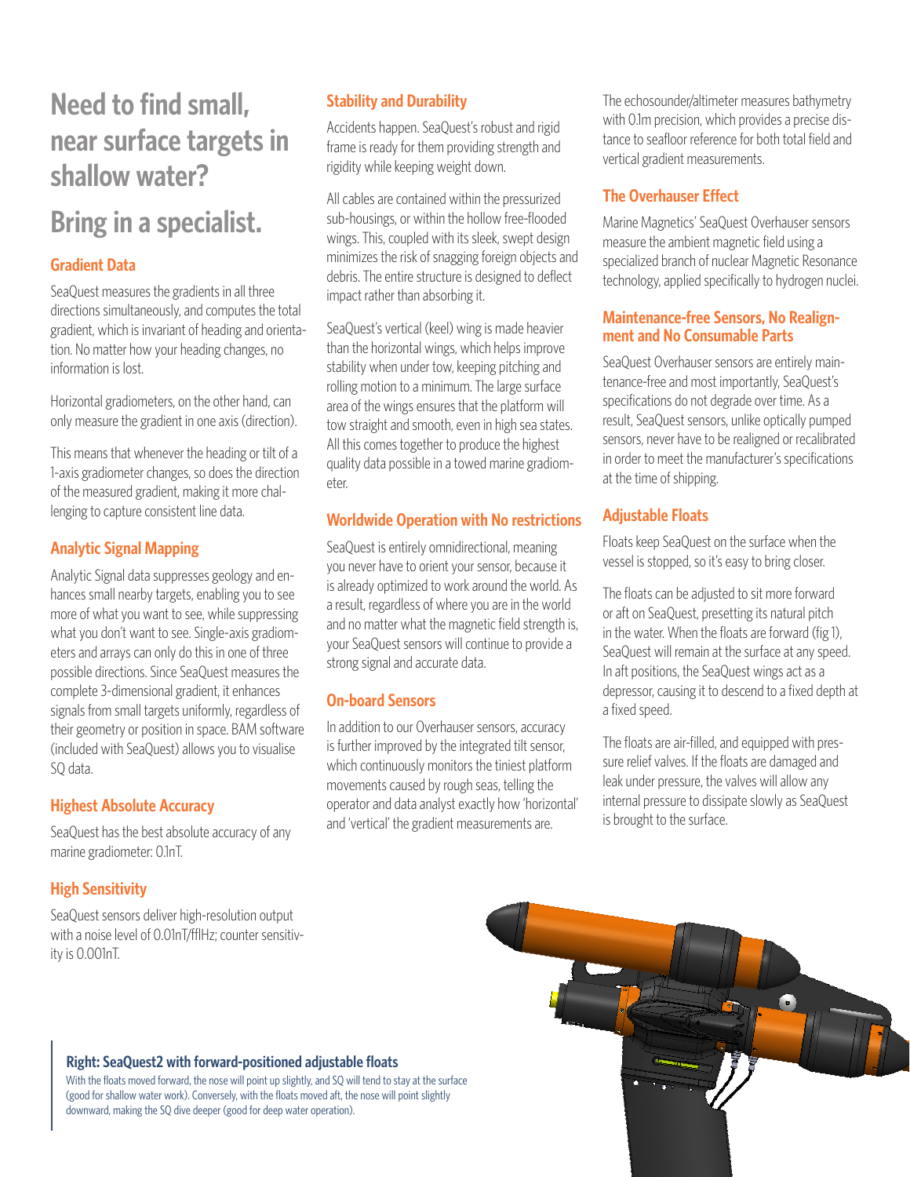# Need to find small, near surface targets in shallow water?

# Bring in a specialist.

## Gradient Data

SeaQuest measures the gradients in all three directions simultaneously, and computes the total gradient, which is invariant of heading and orientation. No matter how your heading changes, no information is lost.

Horizontal gradiometers, on the other hand, can only measure the gradient in one axis (direction).

This means that whenever the heading or tilt of a 1-axis gradiometer changes, so does the direction of the measured gradient, making it more challenging to capture consistent line data.

## Analytic Signal Mapping

Analytic Signal data suppresses geology and enhances small nearby targets, enabling you to see more of what you want to see, while suppressing what you don't want to see. Single-axis gradiometers and arrays can only do this in one of three possible directions. Since SeaQuest measures the complete 3-dimensional gradient, it enhances signals from small targets uniformly, regardless of their geometry or position in space. BAM software (included with SeaQuest) allows you to visualise SQ data.

## Highest Absolute Accuracy

SeaQuest has the best absolute accuracy of any marine gradiometer: 0.1nT.

## High Sensitivity

SeaQuest sensors deliver high-resolution output with a noise level of 0.01nT/fflHz; counter sensitivity is 0.001nT.

## Stability and Durability

Accidents happen. SeaQuest's robust and rigid frame is ready for them providing strength and rigidity while keeping weight down.

All cables are contained within the pressurized sub-housings, or within the hollow free-flooded wings. This, coupled with its sleek, swept design minimizes the risk of snagging foreign objects and debris. The entire structure is designed to deflect impact rather than absorbing it.

SeaQuest's vertical (keel) wing is made heavier than the horizontal wings, which helps improve stability when under tow, keeping pitching and rolling motion to a minimum. The large surface area of the wings ensures that the platform will tow straight and smooth, even in high sea states. All this comes together to produce the highest quality data possible in a towed marine gradiometer.

## Worldwide Operation with No restrictions

SeaQuest is entirely omnidirectional, meaning you never have to orient your sensor, because it is already optimized to work around the world. As a result, regardless of where you are in the world and no matter what the magnetic field strength is, your SeaQuest sensors will continue to provide a strong signal and accurate data.

## On-board Sensors

In addition to our Overhauser sensors, accuracy is further improved by the integrated tilt sensor, which continuously monitors the tiniest platform movements caused by rough seas, telling the operator and data analyst exactly how 'horizontal' and 'vertical' the gradient measurements are.

The echosounder/altimeter measures bathymetry with 0.1m precision, which provides a precise distance to seafloor reference for both total field and vertical gradient measurements.

## The Overhauser Effect

Marine Magnetics' SeaQuest Overhauser sensors measure the ambient magnetic field using a specialized branch of nuclear Magnetic Resonance technology, applied specifically to hydrogen nuclei.

## Maintenance-free Sensors, No Realignment and No Consumable Parts

SeaQuest Overhauser sensors are entirely maintenance-free and most importantly, SeaQuest's specifications do not degrade over time. As a result, SeaQuest sensors, unlike optically pumped sensors, never have to be realigned or recalibrated in order to meet the manufacturer's specifications at the time of shipping.

## Adjustable Floats

Floats keep SeaQuest on the surface when the vessel is stopped, so it's easy to bring closer.

The floats can be adjusted to sit more forward or aft on SeaQuest, presetting its natural pitch in the water. When the floats are forward (fig 1), SeaQuest will remain at the surface at any speed. In aft positions, the SeaQuest wings act as a depressor, causing it to descend to a fixed depth at a fixed speed.

The floats are air-filled, and equipped with pressure relief valves. If the floats are damaged and leak under pressure, the valves will allow any internal pressure to dissipate slowly as SeaQuest is brought to the surface.

**Right: SeaQuest2 with forward-positioned adjustable floats**

With the floats moved forward, the nose will point up slightly, and SQ will tend to stay at the surface (good for shallow water work). Conversely, with the floats moved aft, the nose will point slightly downward, making the SQ dive deeper (good for deep water operation).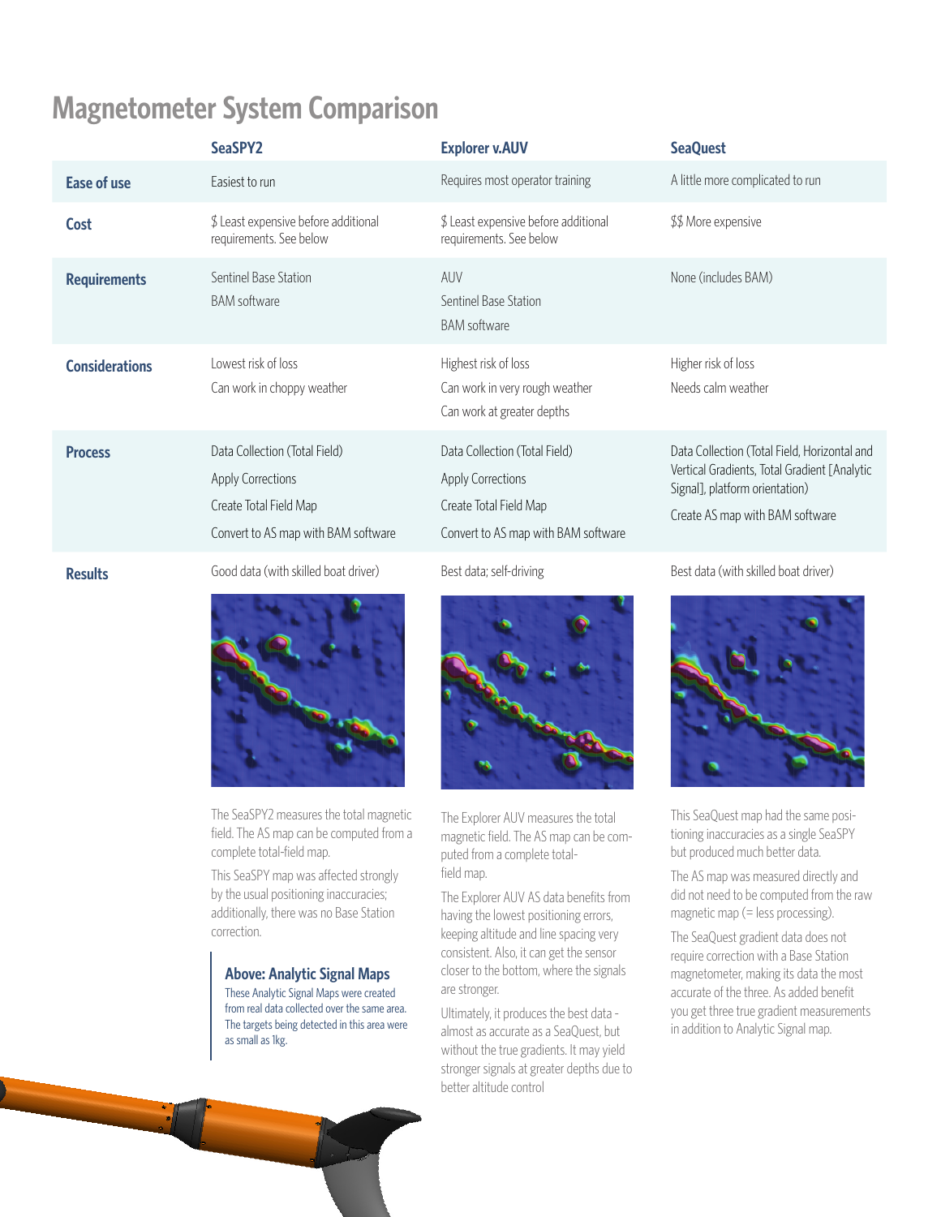# Magnetometer System Comparison

| | SeaSPY2 | Explorer v.AUV | SeaQuest |
|---|---|---|---|
| **Ease of use** | Easiest to run | Requires most operator training | A little more complicated to run |
| **Cost** | $ Least expensive before additional requirements. See below | $ Least expensive before additional requirements. See below | $$ More expensive |
| **Requirements** | Sentinel Base Station<br>BAM software | AUV<br>Sentinel Base Station<br>BAM software | None (includes BAM) |
| **Considerations** | Lowest risk of loss<br>Can work in choppy weather | Highest risk of loss<br>Can work in very rough weather<br>Can work at greater depths | Higher risk of loss<br>Needs calm weather |
| **Process** | Data Collection (Total Field)<br>Apply Corrections<br>Create Total Field Map<br>Convert to AS map with BAM software | Data Collection (Total Field)<br>Apply Corrections<br>Create Total Field Map<br>Convert to AS map with BAM software | Data Collection (Total Field, Horizontal and Vertical Gradients, Total Gradient [Analytic Signal], platform orientation)<br>Create AS map with BAM software |
| **Results** | Good data (with skilled boat driver) | Best data; self-driving | Best data (with skilled boat driver) |

**SeaSPY2**

The SeaSPY2 measures the total magnetic field. The AS map can be computed from a complete total-field map.

This SeaSPY map was affected strongly by the usual positioning inaccuracies; additionally, there was no Base Station correction.

**Explorer v.AUV**

The Explorer AUV measures the total magnetic field. The AS map can be computed from a complete total-field map.

The Explorer AUV AS data benefits from having the lowest positioning errors, keeping altitude and line spacing very consistent. Also, it can get the sensor closer to the bottom, where the signals are stronger.

Ultimately, it produces the best data - almost as accurate as a SeaQuest, but without the true gradients. It may yield stronger signals at greater depths due to better altitude control

**SeaQuest**

This SeaQuest map had the same positioning inaccuracies as a single SeaSPY but produced much better data.

The AS map was measured directly and did not need to be computed from the raw magnetic map (= less processing).

The SeaQuest gradient data does not require correction with a Base Station magnetometer, making its data the most accurate of the three. As added benefit you get three true gradient measurements in addition to Analytic Signal map.

### Above: Analytic Signal Maps

These Analytic Signal Maps were created from real data collected over the same area. The targets being detected in this area were as small as 1kg.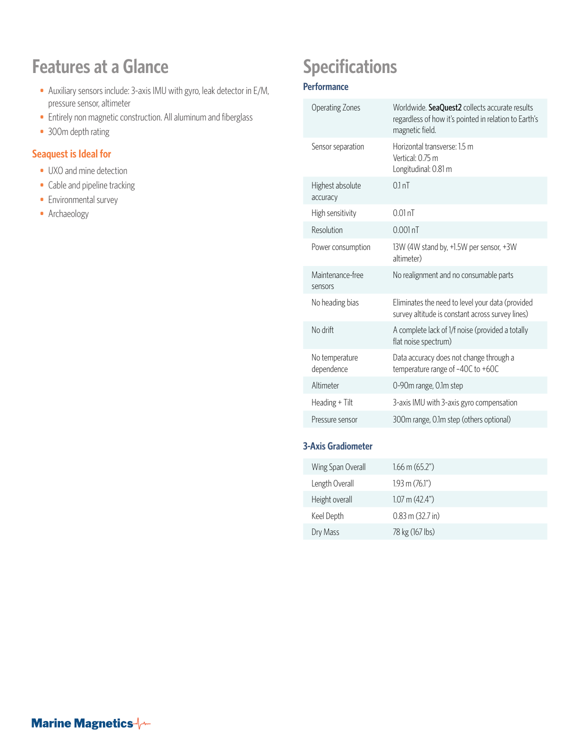# Features at a Glance

- Auxiliary sensors include: 3-axis IMU with gyro, leak detector in E/M, pressure sensor, altimeter
- Entirely non magnetic construction. All aluminum and fiberglass
- 300m depth rating

## Seaquest is Ideal for

- UXO and mine detection
- Cable and pipeline tracking
- Environmental survey
- Archaeology

# Specifications

## Performance

| | |
|---|---|
| Operating Zones | Worldwide. **SeaQuest2** collects accurate results regardless of how it's pointed in relation to Earth's magnetic field. |
| Sensor separation | Horizontal transverse: 1.5 m<br>Vertical: 0.75 m<br>Longitudinal: 0.81 m |
| Highest absolute accuracy | 0.1 nT |
| High sensitivity | 0.01 nT |
| Resolution | 0.001 nT |
| Power consumption | 13W (4W stand by, +1.5W per sensor, +3W altimeter) |
| Maintenance-free sensors | No realignment and no consumable parts |
| No heading bias | Eliminates the need to level your data (provided survey altitude is constant across survey lines) |
| No drift | A complete lack of 1/f noise (provided a totally flat noise spectrum) |
| No temperature dependence | Data accuracy does not change through a temperature range of -40C to +60C |
| Altimeter | 0-90m range, 0.1m step |
| Heading + Tilt | 3-axis IMU with 3-axis gyro compensation |
| Pressure sensor | 300m range, 0.1m step (others optional) |

## 3-Axis Gradiometer

| | |
|---|---|
| Wing Span Overall | 1.66 m (65.2") |
| Length Overall | 1.93 m (76.1") |
| Height overall | 1.07 m (42.4") |
| Keel Depth | 0.83 m (32.7 in) |
| Dry Mass | 78 kg (167 lbs) |

Marine Magnetics